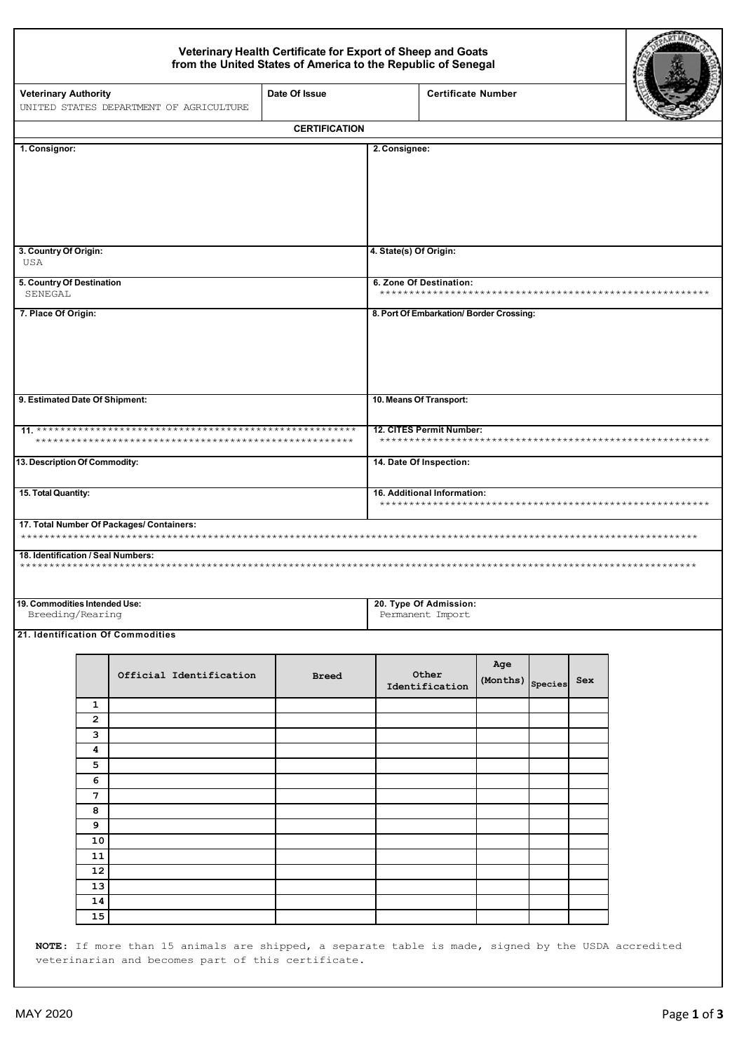# Veterinary Health Certificate for Export of Sheep and Goats from the United States of America to the Republic of Senegal

| Veterinary Authority | Date Of Issue | Certificate Number |
|---|---|---|
| UNITED STATES DEPARTMENT OF AGRICULTURE | | |

## CERTIFICATION

**1. Consignor:**

**2. Consignee:**

**3. Country Of Origin:**
USA

**4. State(s) Of Origin:**

**5. Country Of Destination**
SENEGAL

**6. Zone Of Destination:**
*********************************************************

**7. Place Of Origin:**

**8. Port Of Embarkation/ Border Crossing:**

**9. Estimated Date Of Shipment:**

**10. Means Of Transport:**

**11.** ******************************************************
******************************************************

**12. CITES Permit Number:**
*********************************************************

**13. Description Of Commodity:**

**14. Date Of Inspection:**

**15. Total Quantity:**

**16. Additional Information:**
*********************************************************

**17. Total Number Of Packages/ Containers:**
*******************************************************************************************************************

**18. Identification / Seal Numbers:**
*******************************************************************************************************************

**19. Commodities Intended Use:**
Breeding/Rearing

**20. Type Of Admission:**
Permanent Import

**21. Identification Of Commodities**

| | Official Identification | Breed | Other Identification | Age (Months) | Species | Sex |
|---|---|---|---|---|---|---|
| 1 | | | | | | |
| 2 | | | | | | |
| 3 | | | | | | |
| 4 | | | | | | |
| 5 | | | | | | |
| 6 | | | | | | |
| 7 | | | | | | |
| 8 | | | | | | |
| 9 | | | | | | |
| 10 | | | | | | |
| 11 | | | | | | |
| 12 | | | | | | |
| 13 | | | | | | |
| 14 | | | | | | |
| 15 | | | | | | |

**NOTE:** If more than 15 animals are shipped, a separate table is made, signed by the USDA accredited veterinarian and becomes part of this certificate.

MAY 2020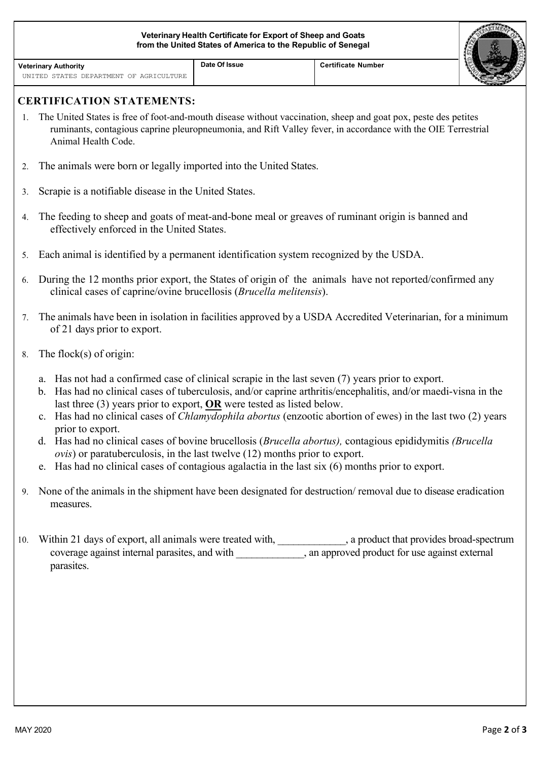**Veterinary Health Certificate for Export of Sheep and Goats from the United States of America to the Republic of Senegal**

| Veterinary Authority | Date Of Issue | Certificate Number |
|---|---|---|
| UNITED STATES DEPARTMENT OF AGRICULTURE | | |

## CERTIFICATION STATEMENTS:

1. The United States is free of foot-and-mouth disease without vaccination, sheep and goat pox, peste des petites ruminants, contagious caprine pleuropneumonia, and Rift Valley fever, in accordance with the OIE Terrestrial Animal Health Code.

2. The animals were born or legally imported into the United States.

3. Scrapie is a notifiable disease in the United States.

4. The feeding to sheep and goats of meat-and-bone meal or greaves of ruminant origin is banned and effectively enforced in the United States.

5. Each animal is identified by a permanent identification system recognized by the USDA.

6. During the 12 months prior export, the States of origin of the animals have not reported/confirmed any clinical cases of caprine/ovine brucellosis (*Brucella melitensis*).

7. The animals have been in isolation in facilities approved by a USDA Accredited Veterinarian, for a minimum of 21 days prior to export.

8. The flock(s) of origin:

   a. Has not had a confirmed case of clinical scrapie in the last seven (7) years prior to export.
   b. Has had no clinical cases of tuberculosis, and/or caprine arthritis/encephalitis, and/or maedi-visna in the last three (3) years prior to export, **OR** were tested as listed below.
   c. Has had no clinical cases of *Chlamydophila abortus* (enzootic abortion of ewes) in the last two (2) years prior to export.
   d. Has had no clinical cases of bovine brucellosis (*Brucella abortus),* contagious epididymitis *(Brucella ovis*) or paratuberculosis, in the last twelve (12) months prior to export.
   e. Has had no clinical cases of contagious agalactia in the last six (6) months prior to export.

9. None of the animals in the shipment have been designated for destruction/ removal due to disease eradication measures.

10. Within 21 days of export, all animals were treated with, ____________, a product that provides broad-spectrum coverage against internal parasites, and with ____________, an approved product for use against external parasites.

MAY 2020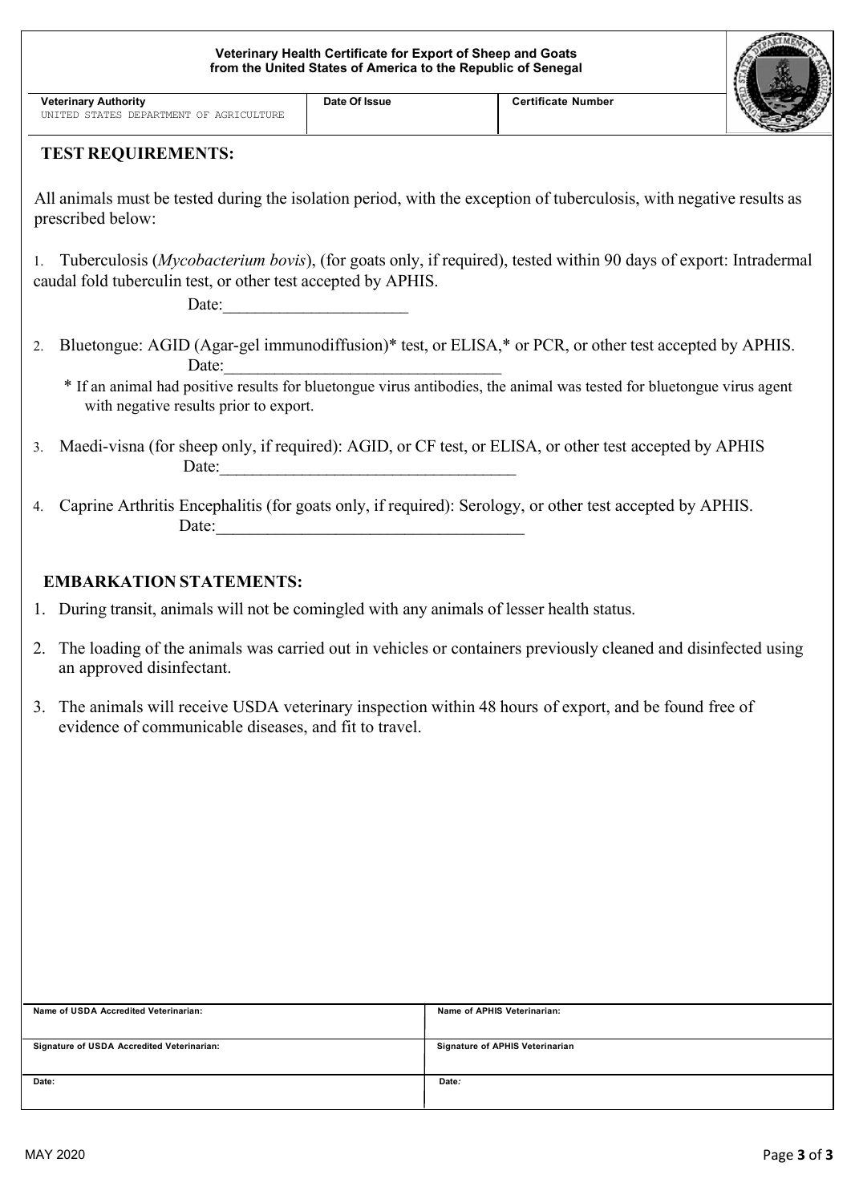**Veterinary Health Certificate for Export of Sheep and Goats from the United States of America to the Republic of Senegal**

| Veterinary Authority | Date Of Issue | Certificate Number |
| --- | --- | --- |
| UNITED STATES DEPARTMENT OF AGRICULTURE | | |

## TEST REQUIREMENTS:

All animals must be tested during the isolation period, with the exception of tuberculosis, with negative results as prescribed below:

1. Tuberculosis (*Mycobacterium bovis*), (for goats only, if required), tested within 90 days of export: Intradermal caudal fold tuberculin test, or other test accepted by APHIS.
   Date:______________________

2. Bluetongue: AGID (Agar-gel immunodiffusion)* test, or ELISA,* or PCR, or other test accepted by APHIS.
   Date:_________________________________
   * If an animal had positive results for bluetongue virus antibodies, the animal was tested for bluetongue virus agent with negative results prior to export.

3. Maedi-visna (for sheep only, if required): AGID, or CF test, or ELISA, or other test accepted by APHIS
   Date:____________________________________

4. Caprine Arthritis Encephalitis (for goats only, if required): Serology, or other test accepted by APHIS.
   Date:_____________________________________

## EMBARKATION STATEMENTS:

1. During transit, animals will not be comingled with any animals of lesser health status.
2. The loading of the animals was carried out in vehicles or containers previously cleaned and disinfected using an approved disinfectant.
3. The animals will receive USDA veterinary inspection within 48 hours of export, and be found free of evidence of communicable diseases, and fit to travel.

| | |
| --- | --- |
| Name of USDA Accredited Veterinarian: | Name of APHIS Veterinarian: |
| Signature of USDA Accredited Veterinarian: | Signature of APHIS Veterinarian |
| Date: | Date: |

MAY 2020